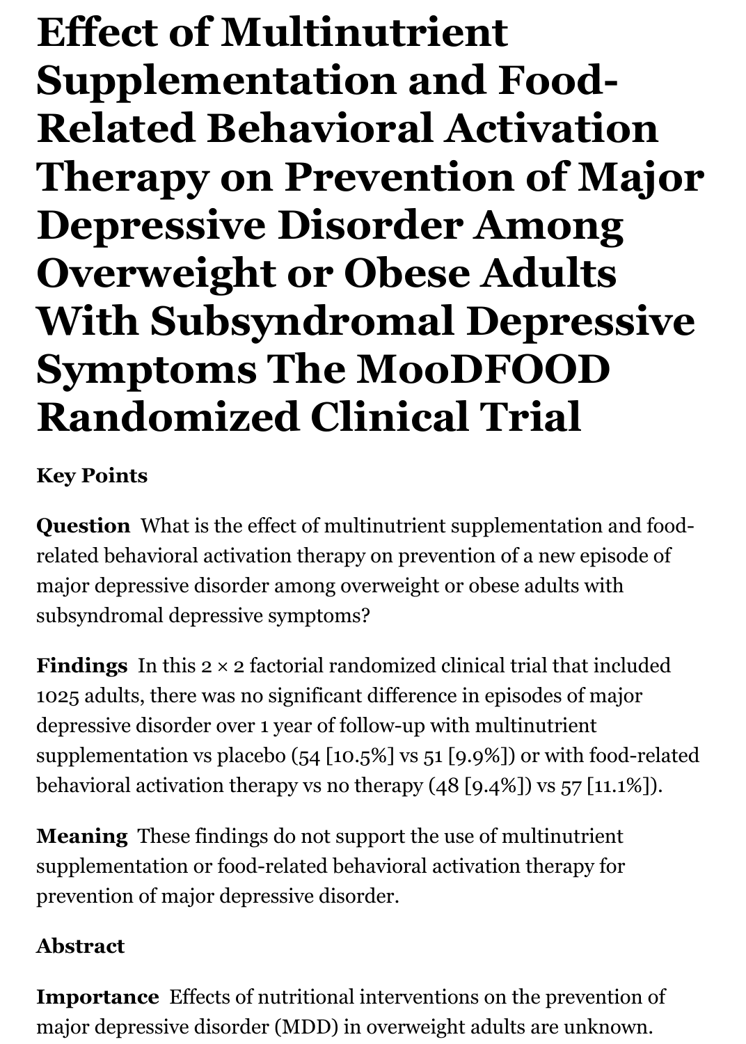# Effect of Multinutrient Supplementation and Food-Related Behavioral Activation Therapy on Prevention of Major Depressive Disorder Among Overweight or Obese Adults With Subsyndromal Depressive Symptoms The MooDFOOD Randomized Clinical Trial

### Key Points

**Question** What is the effect of multinutrient supplementation and food-related behavioral activation therapy on prevention of a new episode of major depressive disorder among overweight or obese adults with subsyndromal depressive symptoms?

**Findings** In this 2 × 2 factorial randomized clinical trial that included 1025 adults, there was no significant difference in episodes of major depressive disorder over 1 year of follow-up with multinutrient supplementation vs placebo (54 [10.5%] vs 51 [9.9%]) or with food-related behavioral activation therapy vs no therapy (48 [9.4%]) vs 57 [11.1%]).

**Meaning** These findings do not support the use of multinutrient supplementation or food-related behavioral activation therapy for prevention of major depressive disorder.

### Abstract

**Importance** Effects of nutritional interventions on the prevention of major depressive disorder (MDD) in overweight adults are unknown.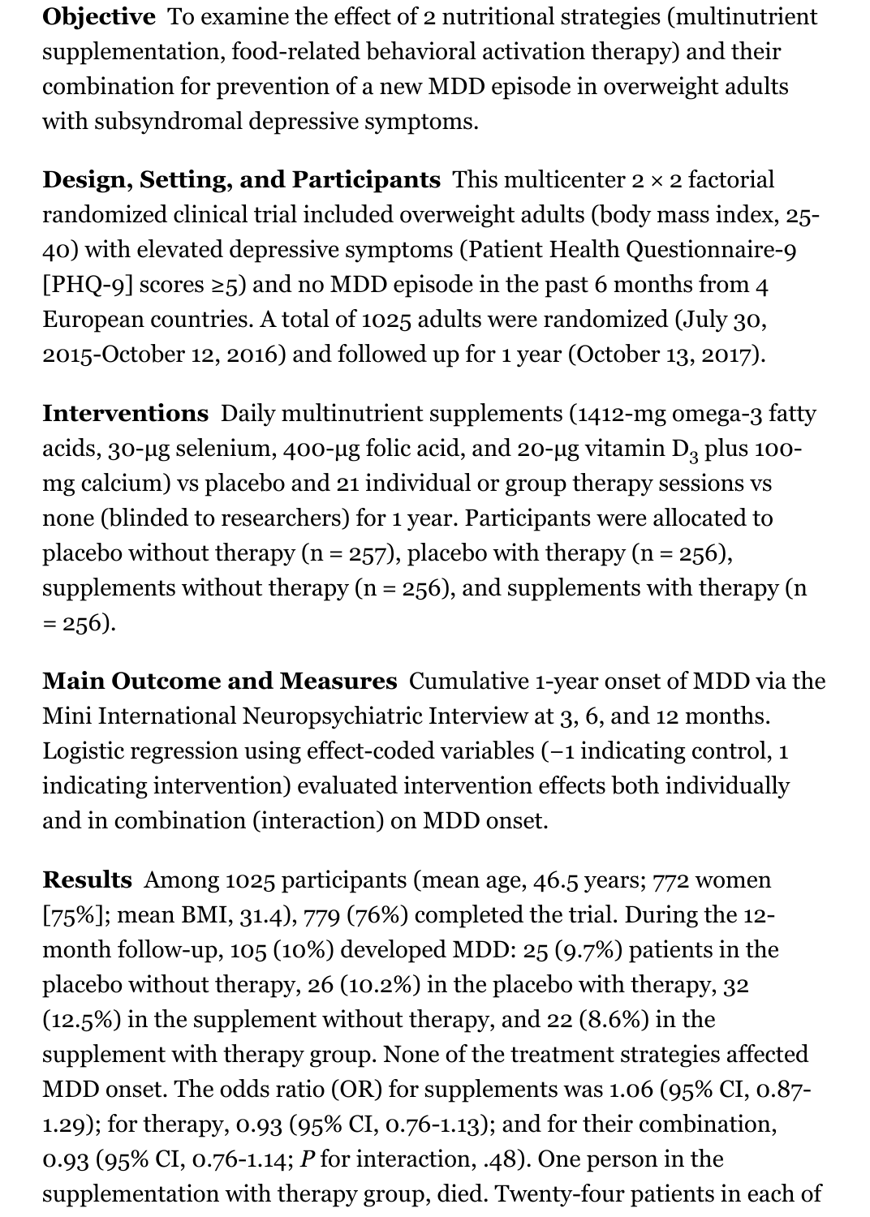**Objective** To examine the effect of 2 nutritional strategies (multinutrient supplementation, food-related behavioral activation therapy) and their combination for prevention of a new MDD episode in overweight adults with subsyndromal depressive symptoms.

**Design, Setting, and Participants** This multicenter 2 × 2 factorial randomized clinical trial included overweight adults (body mass index, 25-40) with elevated depressive symptoms (Patient Health Questionnaire-9 [PHQ-9] scores ≥5) and no MDD episode in the past 6 months from 4 European countries. A total of 1025 adults were randomized (July 30, 2015-October 12, 2016) and followed up for 1 year (October 13, 2017).

**Interventions** Daily multinutrient supplements (1412-mg omega-3 fatty acids, 30-μg selenium, 400-μg folic acid, and 20-μg vitamin $D_3$ plus 100-mg calcium) vs placebo and 21 individual or group therapy sessions vs none (blinded to researchers) for 1 year. Participants were allocated to placebo without therapy (n = 257), placebo with therapy (n = 256), supplements without therapy (n = 256), and supplements with therapy (n = 256).

**Main Outcome and Measures** Cumulative 1-year onset of MDD via the Mini International Neuropsychiatric Interview at 3, 6, and 12 months. Logistic regression using effect-coded variables (−1 indicating control, 1 indicating intervention) evaluated intervention effects both individually and in combination (interaction) on MDD onset.

**Results** Among 1025 participants (mean age, 46.5 years; 772 women [75%]; mean BMI, 31.4), 779 (76%) completed the trial. During the 12-month follow-up, 105 (10%) developed MDD: 25 (9.7%) patients in the placebo without therapy, 26 (10.2%) in the placebo with therapy, 32 (12.5%) in the supplement without therapy, and 22 (8.6%) in the supplement with therapy group. None of the treatment strategies affected MDD onset. The odds ratio (OR) for supplements was 1.06 (95% CI, 0.87-1.29); for therapy, 0.93 (95% CI, 0.76-1.13); and for their combination, 0.93 (95% CI, 0.76-1.14; *P* for interaction, .48). One person in the supplementation with therapy group, died. Twenty-four patients in each of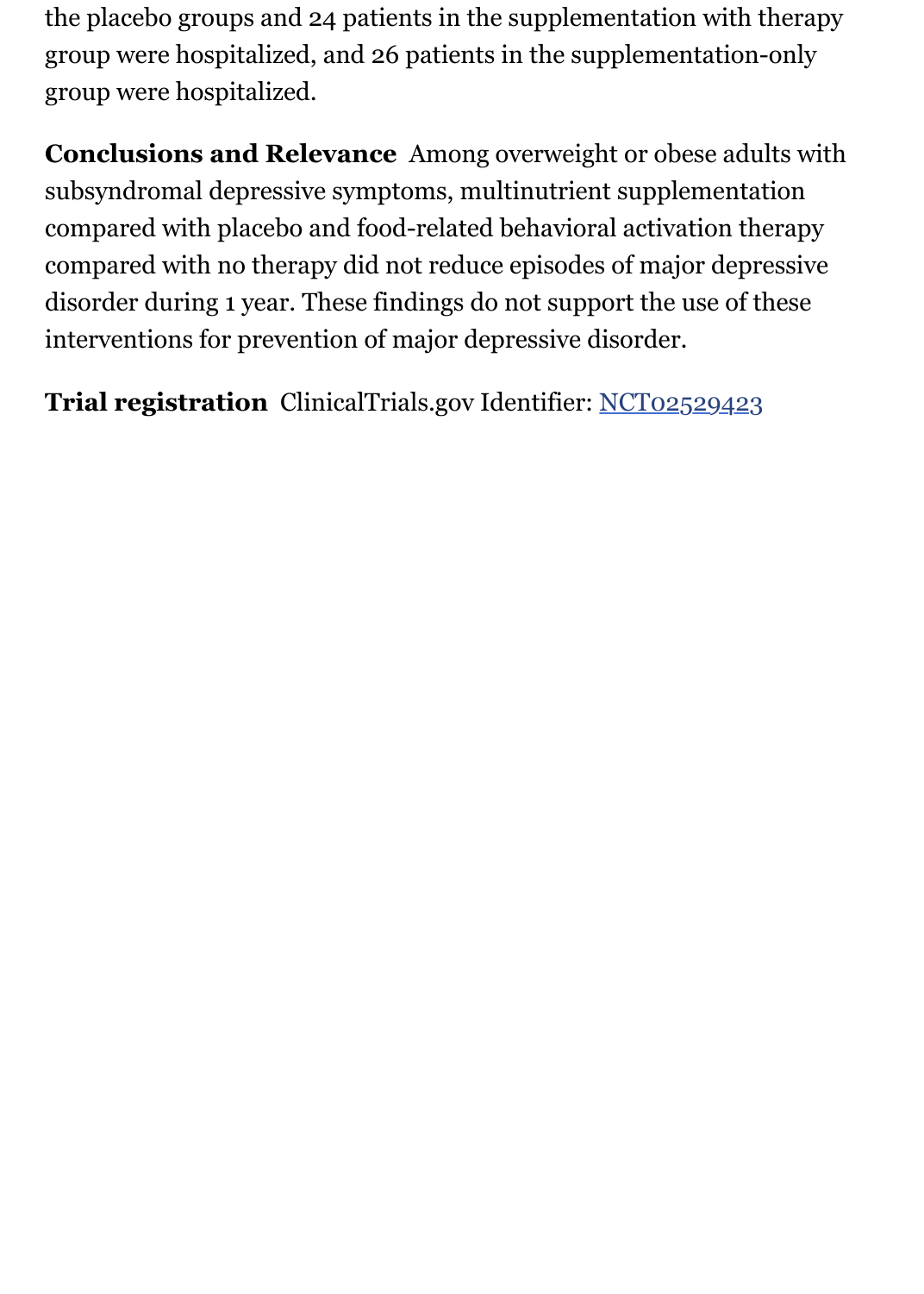the placebo groups and 24 patients in the supplementation with therapy group were hospitalized, and 26 patients in the supplementation-only group were hospitalized.

**Conclusions and Relevance** Among overweight or obese adults with subsyndromal depressive symptoms, multinutrient supplementation compared with placebo and food-related behavioral activation therapy compared with no therapy did not reduce episodes of major depressive disorder during 1 year. These findings do not support the use of these interventions for prevention of major depressive disorder.

**Trial registration** ClinicalTrials.gov Identifier: NCT02529423